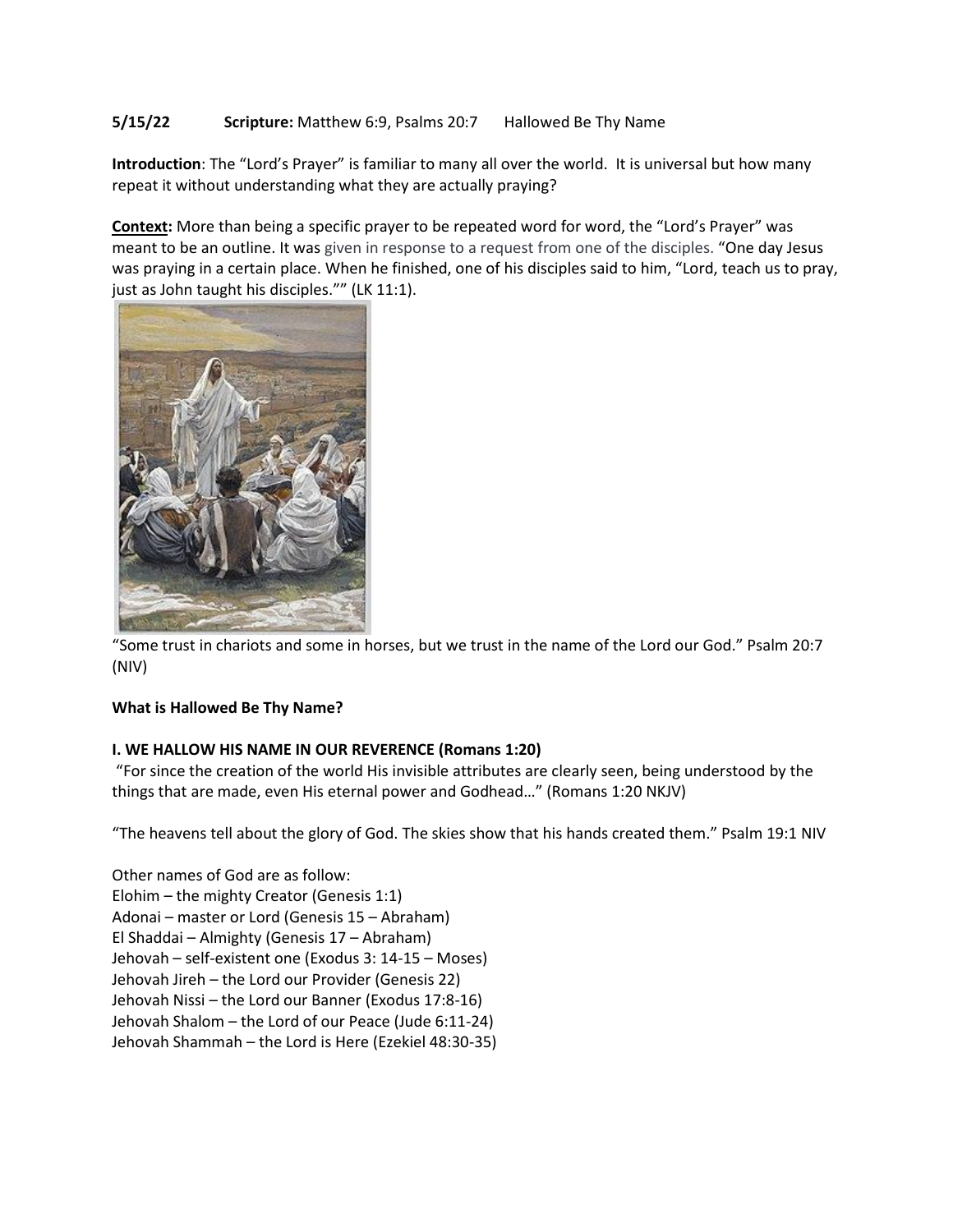**5/15/22** **Scripture:** Matthew 6:9, Psalms 20:7 Hallowed Be Thy Name

**Introduction**: The "Lord's Prayer" is familiar to many all over the world. It is universal but how many repeat it without understanding what they are actually praying?

**Context:** More than being a specific prayer to be repeated word for word, the "Lord's Prayer" was meant to be an outline. It was given in response to a request from one of the disciples. "One day Jesus was praying in a certain place. When he finished, one of his disciples said to him, "Lord, teach us to pray, just as John taught his disciples."" (LK 11:1).

"Some trust in chariots and some in horses, but we trust in the name of the Lord our God." Psalm 20:7 (NIV)

**What is Hallowed Be Thy Name?**

**I. WE HALLOW HIS NAME IN OUR REVERENCE (Romans 1:20)**

"For since the creation of the world His invisible attributes are clearly seen, being understood by the things that are made, even His eternal power and Godhead…" (Romans 1:20 NKJV)

"The heavens tell about the glory of God. The skies show that his hands created them." Psalm 19:1 NIV

Other names of God are as follow:
Elohim – the mighty Creator (Genesis 1:1)
Adonai – master or Lord (Genesis 15 – Abraham)
El Shaddai – Almighty (Genesis 17 – Abraham)
Jehovah – self-existent one (Exodus 3: 14-15 – Moses)
Jehovah Jireh – the Lord our Provider (Genesis 22)
Jehovah Nissi – the Lord our Banner (Exodus 17:8-16)
Jehovah Shalom – the Lord of our Peace (Jude 6:11-24)
Jehovah Shammah – the Lord is Here (Ezekiel 48:30-35)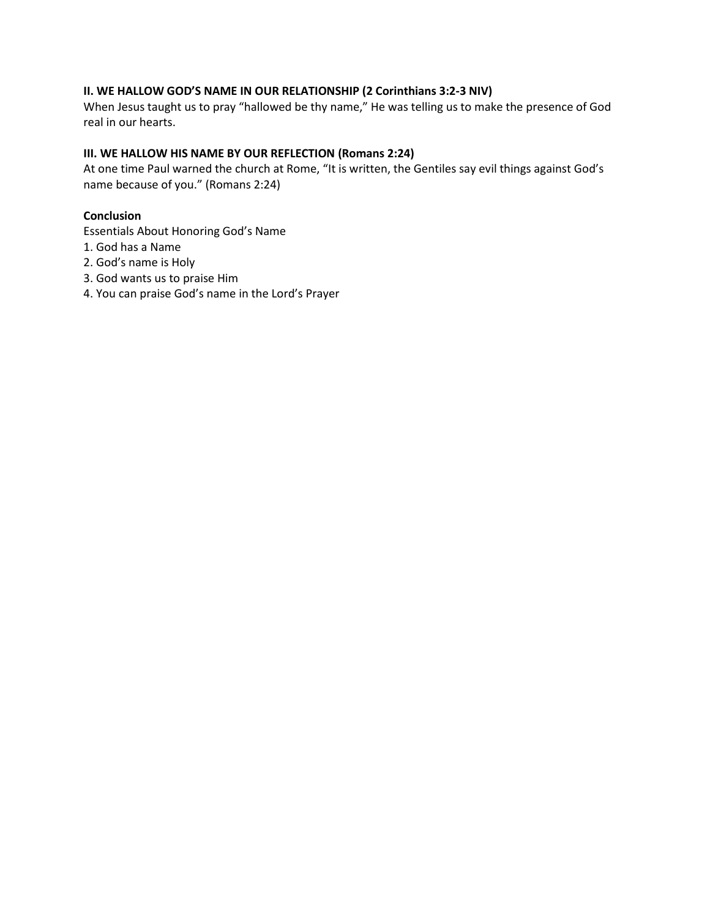**II. WE HALLOW GOD'S NAME IN OUR RELATIONSHIP (2 Corinthians 3:2-3 NIV)**

When Jesus taught us to pray "hallowed be thy name," He was telling us to make the presence of God real in our hearts.

**III. WE HALLOW HIS NAME BY OUR REFLECTION (Romans 2:24)**

At one time Paul warned the church at Rome, "It is written, the Gentiles say evil things against God's name because of you." (Romans 2:24)

**Conclusion**

Essentials About Honoring God's Name

1. God has a Name
2. God's name is Holy
3. God wants us to praise Him
4. You can praise God's name in the Lord's Prayer